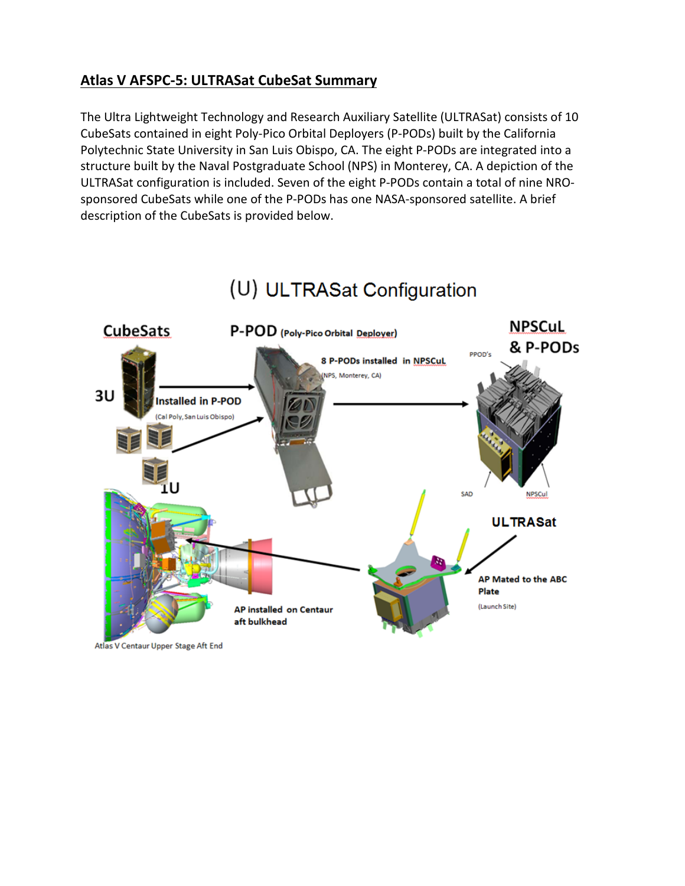## Atlas V AFSPC-5: ULTRASat CubeSat Summary

The Ultra Lightweight Technology and Research Auxiliary Satellite (ULTRASat) consists of 10 CubeSats contained in eight Poly-Pico Orbital Deployers (P-PODs) built by the California Polytechnic State University in San Luis Obispo, CA. The eight P-PODs are integrated into a structure built by the Naval Postgraduate School (NPS) in Monterey, CA. A depiction of the ULTRASat configuration is included. Seven of the eight P-PODs contain a total of nine NRO-sponsored CubeSats while one of the P-PODs has one NASA-sponsored satellite. A brief description of the CubeSats is provided below.

(U) ULTRASat Configuration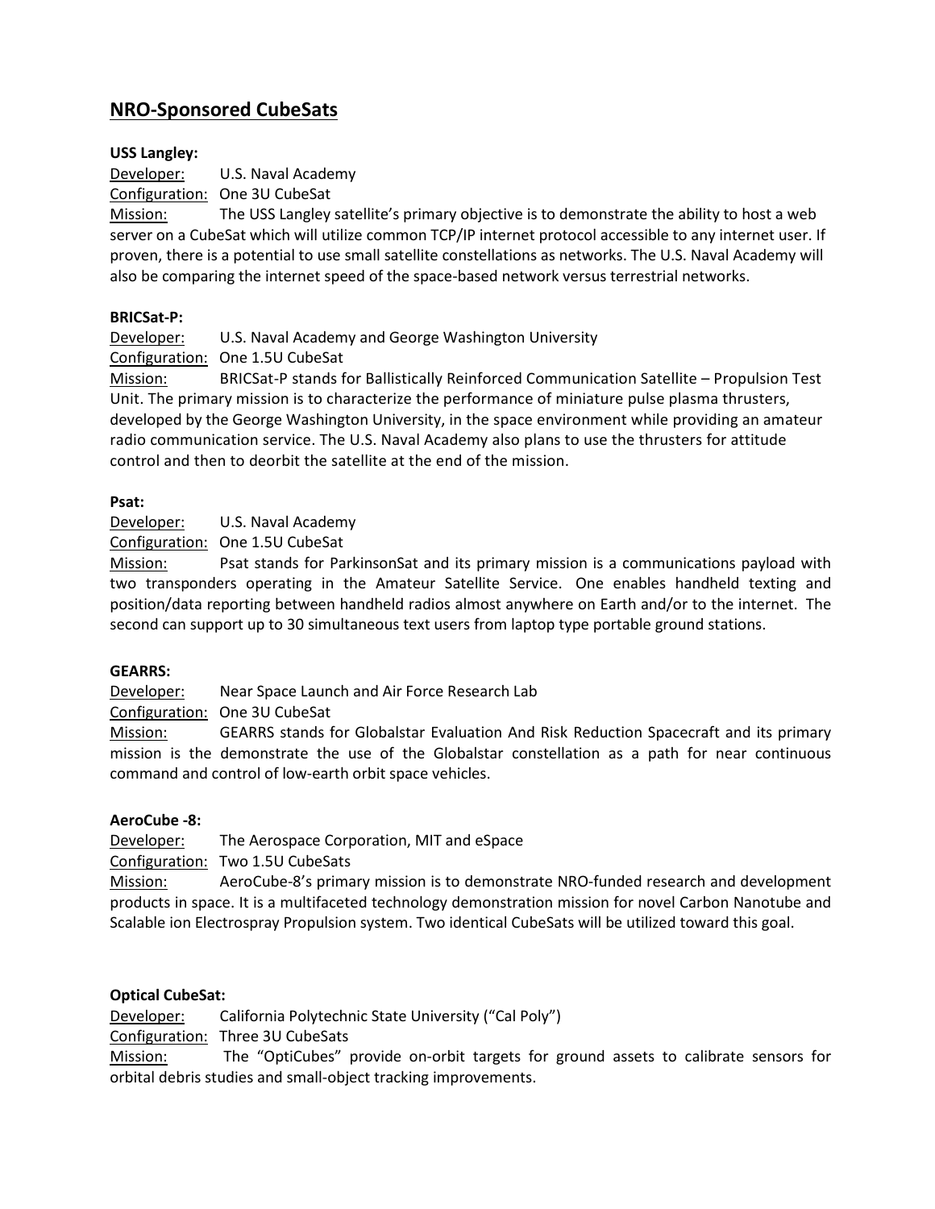## NRO-Sponsored CubeSats

**USS Langley:**

Developer: U.S. Naval Academy

Configuration: One 3U CubeSat

Mission: The USS Langley satellite's primary objective is to demonstrate the ability to host a web server on a CubeSat which will utilize common TCP/IP internet protocol accessible to any internet user. If proven, there is a potential to use small satellite constellations as networks. The U.S. Naval Academy will also be comparing the internet speed of the space-based network versus terrestrial networks.

**BRICSat-P:**

Developer: U.S. Naval Academy and George Washington University

Configuration: One 1.5U CubeSat

Mission: BRICSat-P stands for Ballistically Reinforced Communication Satellite – Propulsion Test Unit. The primary mission is to characterize the performance of miniature pulse plasma thrusters, developed by the George Washington University, in the space environment while providing an amateur radio communication service. The U.S. Naval Academy also plans to use the thrusters for attitude control and then to deorbit the satellite at the end of the mission.

**Psat:**

Developer: U.S. Naval Academy

Configuration: One 1.5U CubeSat

Mission: Psat stands for ParkinsonSat and its primary mission is a communications payload with two transponders operating in the Amateur Satellite Service. One enables handheld texting and position/data reporting between handheld radios almost anywhere on Earth and/or to the internet. The second can support up to 30 simultaneous text users from laptop type portable ground stations.

**GEARRS:**

Developer: Near Space Launch and Air Force Research Lab

Configuration: One 3U CubeSat

Mission: GEARRS stands for Globalstar Evaluation And Risk Reduction Spacecraft and its primary mission is the demonstrate the use of the Globalstar constellation as a path for near continuous command and control of low-earth orbit space vehicles.

**AeroCube -8:**

Developer: The Aerospace Corporation, MIT and eSpace

Configuration: Two 1.5U CubeSats

Mission: AeroCube-8's primary mission is to demonstrate NRO-funded research and development products in space. It is a multifaceted technology demonstration mission for novel Carbon Nanotube and Scalable ion Electrospray Propulsion system. Two identical CubeSats will be utilized toward this goal.

**Optical CubeSat:**

Developer: California Polytechnic State University ("Cal Poly")

Configuration: Three 3U CubeSats

Mission: The "OptiCubes" provide on-orbit targets for ground assets to calibrate sensors for orbital debris studies and small-object tracking improvements.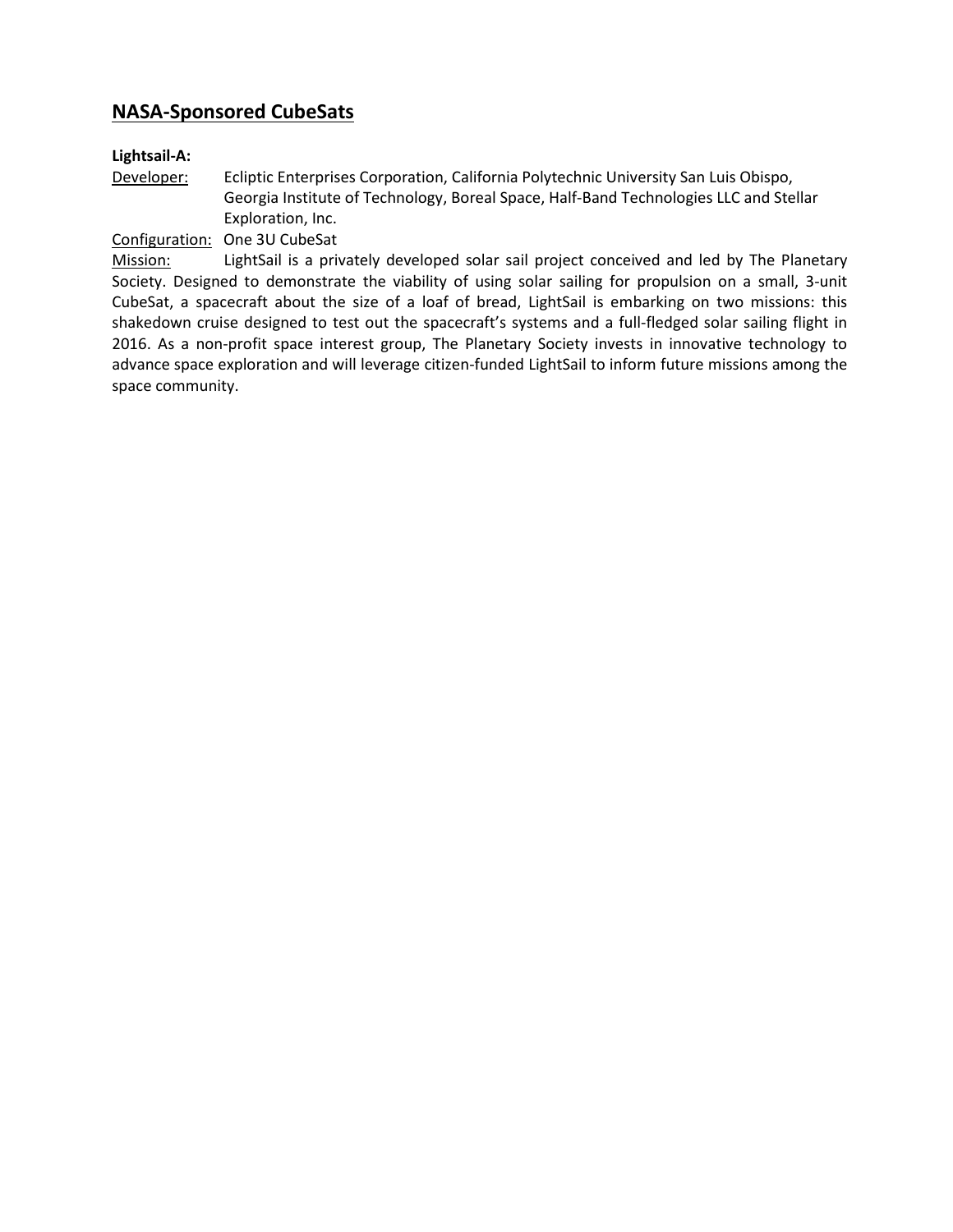## NASA-Sponsored CubeSats

**Lightsail-A:**

Developer: Ecliptic Enterprises Corporation, California Polytechnic University San Luis Obispo, Georgia Institute of Technology, Boreal Space, Half-Band Technologies LLC and Stellar Exploration, Inc.

Configuration: One 3U CubeSat

Mission: LightSail is a privately developed solar sail project conceived and led by The Planetary Society. Designed to demonstrate the viability of using solar sailing for propulsion on a small, 3-unit CubeSat, a spacecraft about the size of a loaf of bread, LightSail is embarking on two missions: this shakedown cruise designed to test out the spacecraft's systems and a full-fledged solar sailing flight in 2016. As a non-profit space interest group, The Planetary Society invests in innovative technology to advance space exploration and will leverage citizen-funded LightSail to inform future missions among the space community.